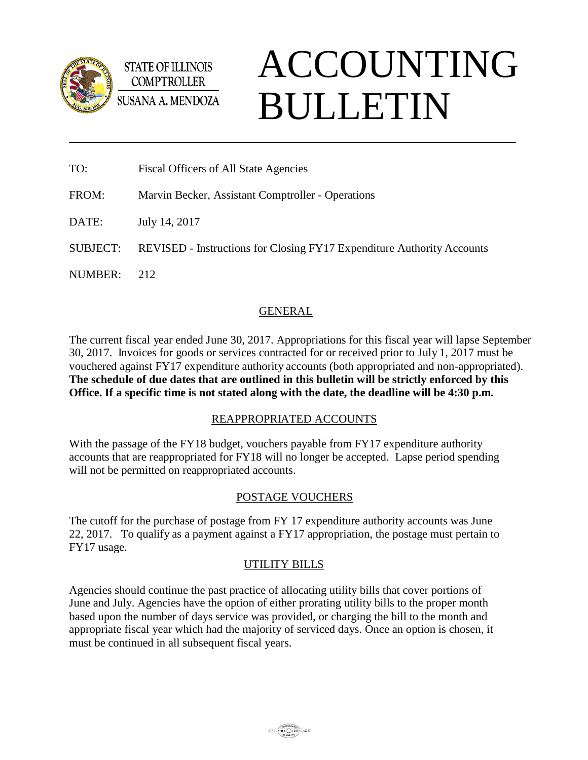STATE OF ILLINOIS
COMPTROLLER
SUSANA A. MENDOZA

# ACCOUNTING BULLETIN

TO: Fiscal Officers of All State Agencies

FROM: Marvin Becker, Assistant Comptroller - Operations

DATE: July 14, 2017

SUBJECT: REVISED - Instructions for Closing FY17 Expenditure Authority Accounts

NUMBER: 212

## GENERAL

The current fiscal year ended June 30, 2017. Appropriations for this fiscal year will lapse September 30, 2017. Invoices for goods or services contracted for or received prior to July 1, 2017 must be vouchered against FY17 expenditure authority accounts (both appropriated and non-appropriated). **The schedule of due dates that are outlined in this bulletin will be strictly enforced by this Office. If a specific time is not stated along with the date, the deadline will be 4:30 p.m.**

## REAPPROPRIATED ACCOUNTS

With the passage of the FY18 budget, vouchers payable from FY17 expenditure authority accounts that are reappropriated for FY18 will no longer be accepted. Lapse period spending will not be permitted on reappropriated accounts.

## POSTAGE VOUCHERS

The cutoff for the purchase of postage from FY 17 expenditure authority accounts was June 22, 2017. To qualify as a payment against a FY17 appropriation, the postage must pertain to FY17 usage.

## UTILITY BILLS

Agencies should continue the past practice of allocating utility bills that cover portions of June and July. Agencies have the option of either prorating utility bills to the proper month based upon the number of days service was provided, or charging the bill to the month and appropriate fiscal year which had the majority of serviced days. Once an option is chosen, it must be continued in all subsequent fiscal years.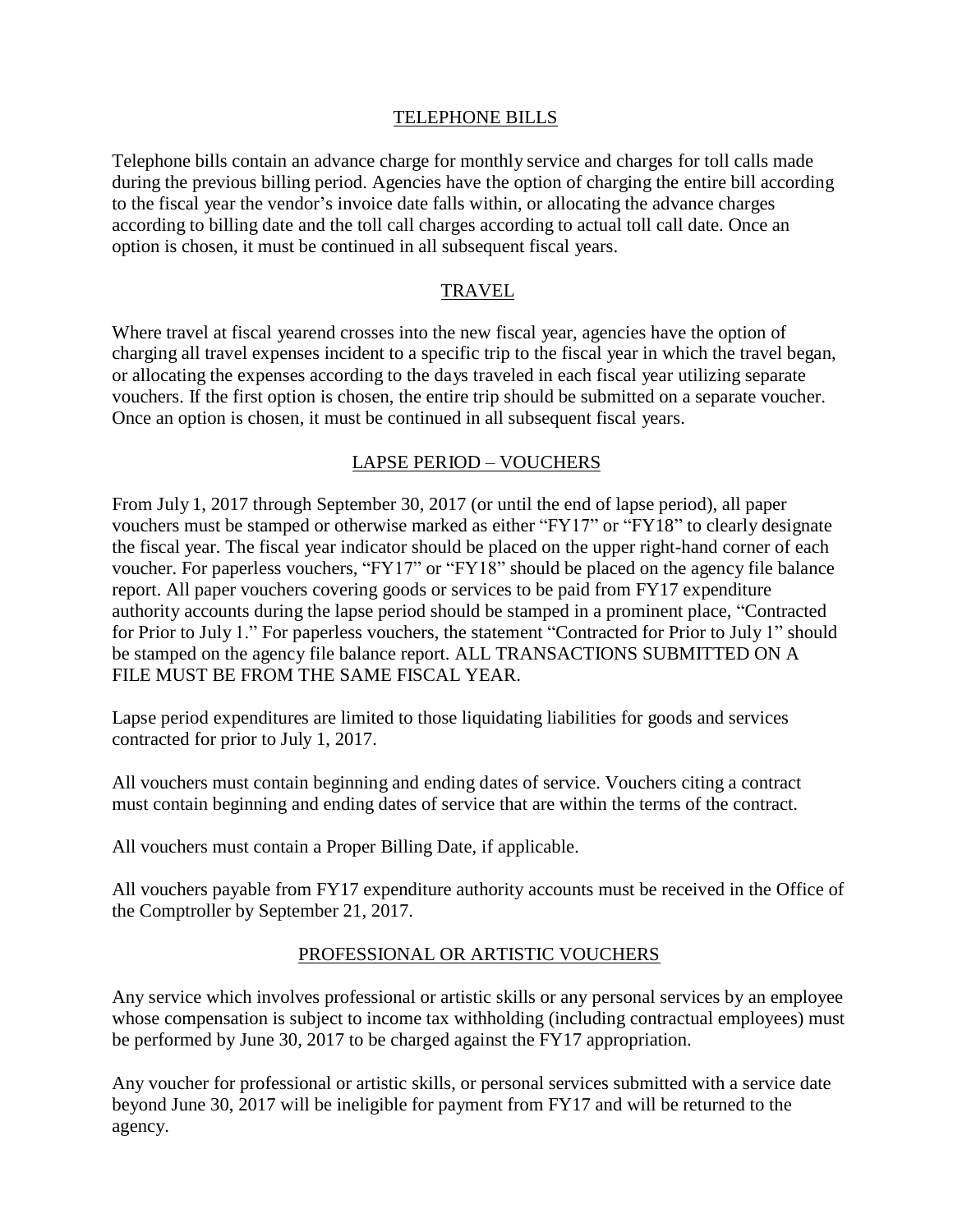## TELEPHONE BILLS

Telephone bills contain an advance charge for monthly service and charges for toll calls made during the previous billing period. Agencies have the option of charging the entire bill according to the fiscal year the vendor's invoice date falls within, or allocating the advance charges according to billing date and the toll call charges according to actual toll call date. Once an option is chosen, it must be continued in all subsequent fiscal years.

## TRAVEL

Where travel at fiscal yearend crosses into the new fiscal year, agencies have the option of charging all travel expenses incident to a specific trip to the fiscal year in which the travel began, or allocating the expenses according to the days traveled in each fiscal year utilizing separate vouchers. If the first option is chosen, the entire trip should be submitted on a separate voucher. Once an option is chosen, it must be continued in all subsequent fiscal years.

## LAPSE PERIOD – VOUCHERS

From July 1, 2017 through September 30, 2017 (or until the end of lapse period), all paper vouchers must be stamped or otherwise marked as either "FY17" or "FY18" to clearly designate the fiscal year. The fiscal year indicator should be placed on the upper right-hand corner of each voucher. For paperless vouchers, "FY17" or "FY18" should be placed on the agency file balance report. All paper vouchers covering goods or services to be paid from FY17 expenditure authority accounts during the lapse period should be stamped in a prominent place, "Contracted for Prior to July 1." For paperless vouchers, the statement "Contracted for Prior to July 1" should be stamped on the agency file balance report. ALL TRANSACTIONS SUBMITTED ON A FILE MUST BE FROM THE SAME FISCAL YEAR.

Lapse period expenditures are limited to those liquidating liabilities for goods and services contracted for prior to July 1, 2017.

All vouchers must contain beginning and ending dates of service. Vouchers citing a contract must contain beginning and ending dates of service that are within the terms of the contract.

All vouchers must contain a Proper Billing Date, if applicable.

All vouchers payable from FY17 expenditure authority accounts must be received in the Office of the Comptroller by September 21, 2017.

## PROFESSIONAL OR ARTISTIC VOUCHERS

Any service which involves professional or artistic skills or any personal services by an employee whose compensation is subject to income tax withholding (including contractual employees) must be performed by June 30, 2017 to be charged against the FY17 appropriation.

Any voucher for professional or artistic skills, or personal services submitted with a service date beyond June 30, 2017 will be ineligible for payment from FY17 and will be returned to the agency.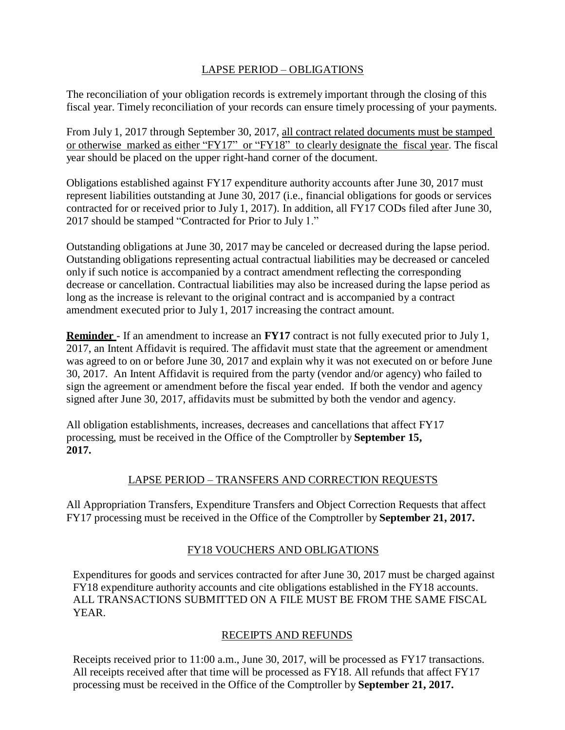## LAPSE PERIOD – OBLIGATIONS

The reconciliation of your obligation records is extremely important through the closing of this fiscal year. Timely reconciliation of your records can ensure timely processing of your payments.

From July 1, 2017 through September 30, 2017, <u>all contract related documents must be stamped or otherwise marked as either "FY17" or "FY18" to clearly designate the fiscal year</u>. The fiscal year should be placed on the upper right-hand corner of the document.

Obligations established against FY17 expenditure authority accounts after June 30, 2017 must represent liabilities outstanding at June 30, 2017 (i.e., financial obligations for goods or services contracted for or received prior to July 1, 2017). In addition, all FY17 CODs filed after June 30, 2017 should be stamped "Contracted for Prior to July 1."

Outstanding obligations at June 30, 2017 may be canceled or decreased during the lapse period. Outstanding obligations representing actual contractual liabilities may be decreased or canceled only if such notice is accompanied by a contract amendment reflecting the corresponding decrease or cancellation. Contractual liabilities may also be increased during the lapse period as long as the increase is relevant to the original contract and is accompanied by a contract amendment executed prior to July 1, 2017 increasing the contract amount.

**<u>Reminder</u>** - If an amendment to increase an **FY17** contract is not fully executed prior to July 1, 2017, an Intent Affidavit is required. The affidavit must state that the agreement or amendment was agreed to on or before June 30, 2017 and explain why it was not executed on or before June 30, 2017. An Intent Affidavit is required from the party (vendor and/or agency) who failed to sign the agreement or amendment before the fiscal year ended. If both the vendor and agency signed after June 30, 2017, affidavits must be submitted by both the vendor and agency.

All obligation establishments, increases, decreases and cancellations that affect FY17 processing, must be received in the Office of the Comptroller by **September 15, 2017.**

## LAPSE PERIOD – TRANSFERS AND CORRECTION REQUESTS

All Appropriation Transfers, Expenditure Transfers and Object Correction Requests that affect FY17 processing must be received in the Office of the Comptroller by **September 21, 2017.**

## FY18 VOUCHERS AND OBLIGATIONS

Expenditures for goods and services contracted for after June 30, 2017 must be charged against FY18 expenditure authority accounts and cite obligations established in the FY18 accounts. ALL TRANSACTIONS SUBMITTED ON A FILE MUST BE FROM THE SAME FISCAL YEAR.

## RECEIPTS AND REFUNDS

Receipts received prior to 11:00 a.m., June 30, 2017, will be processed as FY17 transactions. All receipts received after that time will be processed as FY18. All refunds that affect FY17 processing must be received in the Office of the Comptroller by **September 21, 2017.**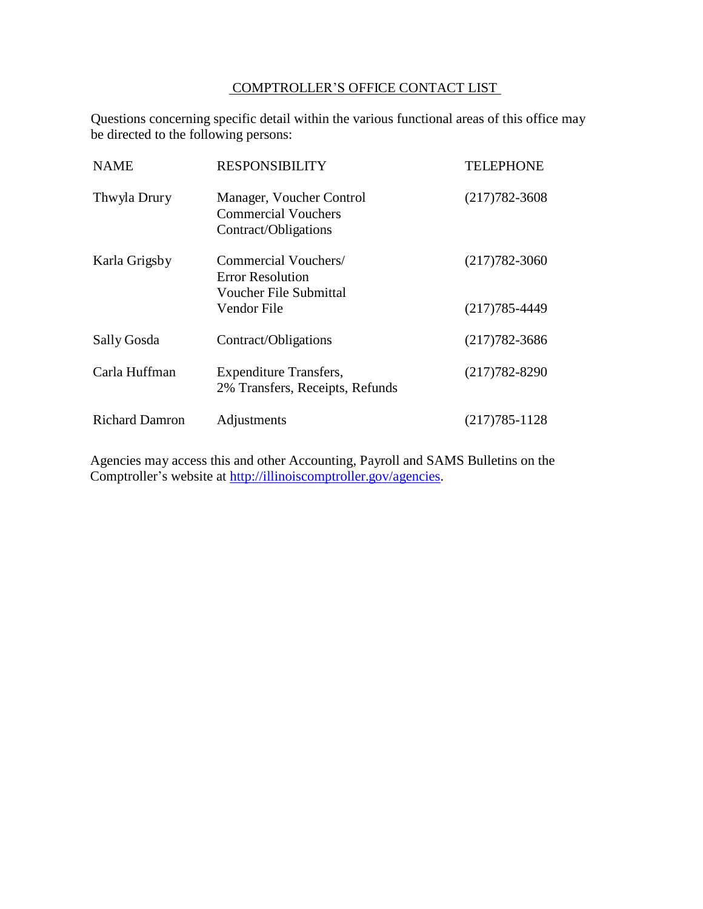# COMPTROLLER'S OFFICE CONTACT LIST

Questions concerning specific detail within the various functional areas of this office may be directed to the following persons:

| NAME | RESPONSIBILITY | TELEPHONE |
|---|---|---|
| Thwyla Drury | Manager, Voucher Control<br>Commercial Vouchers<br>Contract/Obligations | (217)782-3608 |
| Karla Grigsby | Commercial Vouchers/<br>Error Resolution<br>Voucher File Submittal | (217)782-3060 |
| | Vendor File | (217)785-4449 |
| Sally Gosda | Contract/Obligations | (217)782-3686 |
| Carla Huffman | Expenditure Transfers,<br>2% Transfers, Receipts, Refunds | (217)782-8290 |
| Richard Damron | Adjustments | (217)785-1128 |

Agencies may access this and other Accounting, Payroll and SAMS Bulletins on the Comptroller's website at http://illinoiscomptroller.gov/agencies.